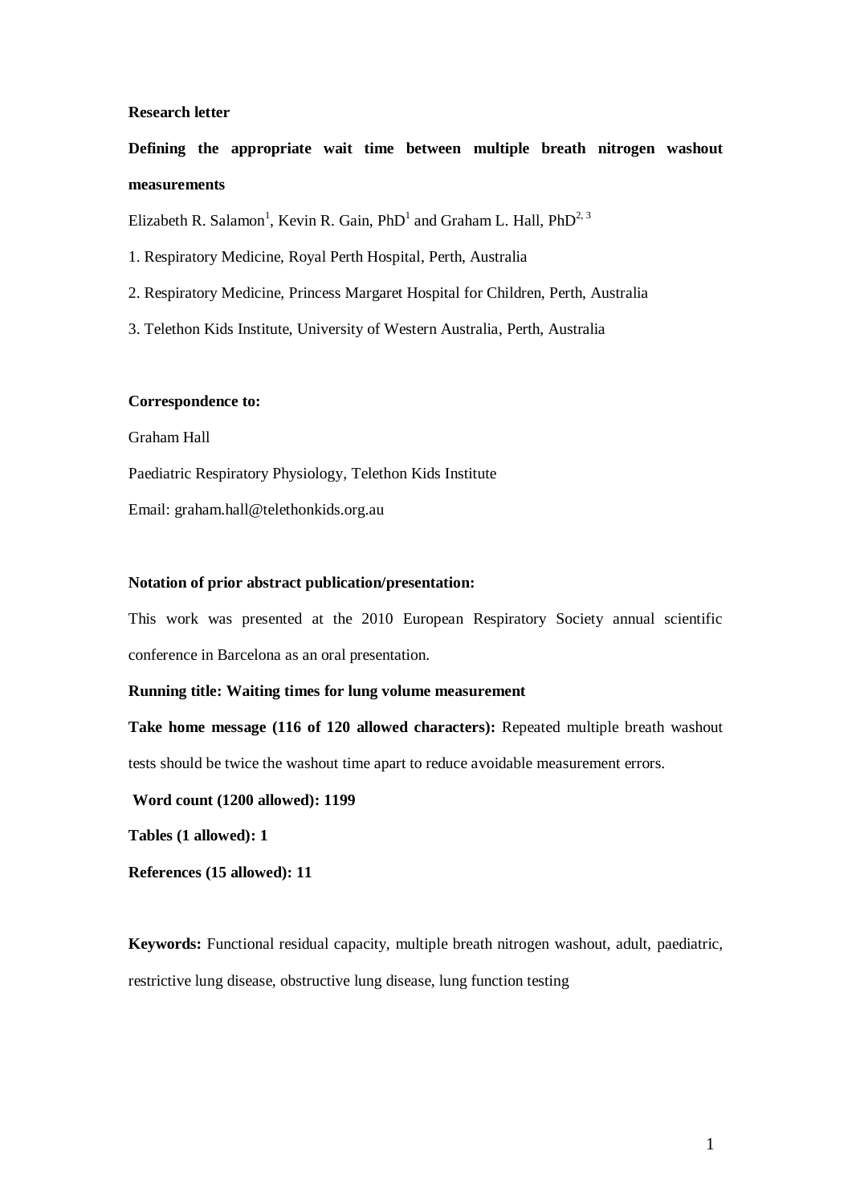**Research letter**

# Defining the appropriate wait time between multiple breath nitrogen washout measurements

Elizabeth R. Salamon[1], Kevin R. Gain, PhD[1] and Graham L. Hall, PhD[2, 3]

1. Respiratory Medicine, Royal Perth Hospital, Perth, Australia
2. Respiratory Medicine, Princess Margaret Hospital for Children, Perth, Australia
3. Telethon Kids Institute, University of Western Australia, Perth, Australia

**Correspondence to:**

Graham Hall

Paediatric Respiratory Physiology, Telethon Kids Institute

Email: graham.hall@telethonkids.org.au

**Notation of prior abstract publication/presentation:**

This work was presented at the 2010 European Respiratory Society annual scientific conference in Barcelona as an oral presentation.

**Running title: Waiting times for lung volume measurement**

**Take home message (116 of 120 allowed characters):** Repeated multiple breath washout tests should be twice the washout time apart to reduce avoidable measurement errors.

**Word count (1200 allowed): 1199**

**Tables (1 allowed): 1**

**References (15 allowed): 11**

**Keywords:** Functional residual capacity, multiple breath nitrogen washout, adult, paediatric, restrictive lung disease, obstructive lung disease, lung function testing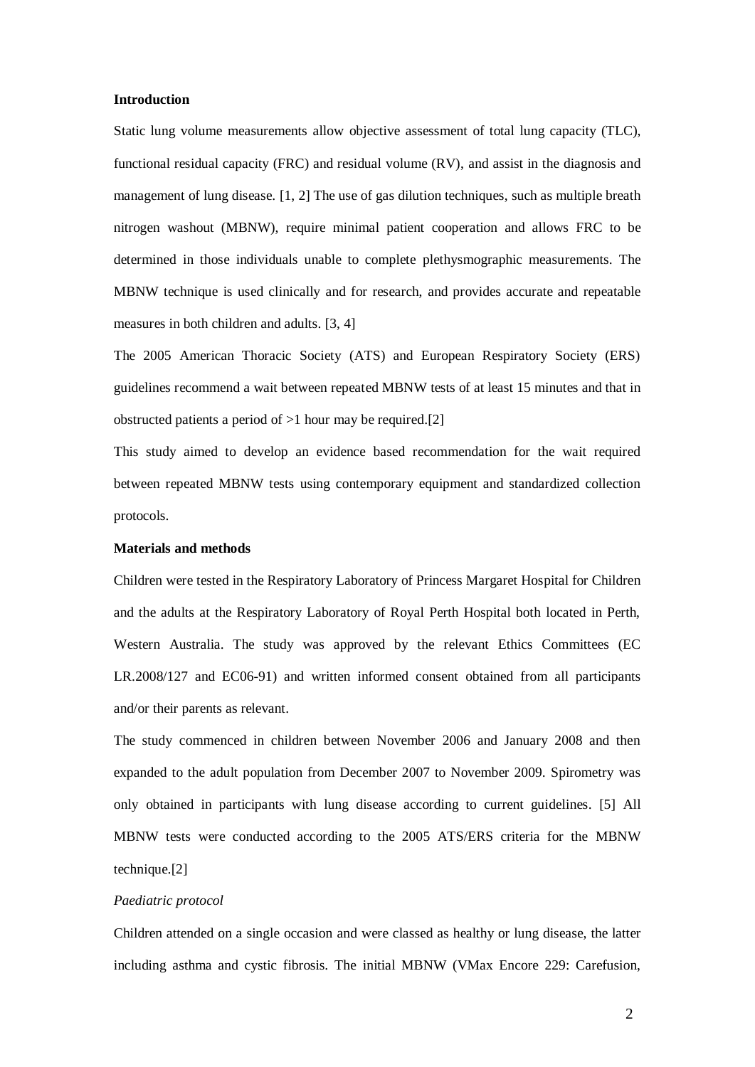## Introduction

Static lung volume measurements allow objective assessment of total lung capacity (TLC), functional residual capacity (FRC) and residual volume (RV), and assist in the diagnosis and management of lung disease. [1, 2] The use of gas dilution techniques, such as multiple breath nitrogen washout (MBNW), require minimal patient cooperation and allows FRC to be determined in those individuals unable to complete plethysmographic measurements. The MBNW technique is used clinically and for research, and provides accurate and repeatable measures in both children and adults. [3, 4]

The 2005 American Thoracic Society (ATS) and European Respiratory Society (ERS) guidelines recommend a wait between repeated MBNW tests of at least 15 minutes and that in obstructed patients a period of >1 hour may be required.[2]

This study aimed to develop an evidence based recommendation for the wait required between repeated MBNW tests using contemporary equipment and standardized collection protocols.

## Materials and methods

Children were tested in the Respiratory Laboratory of Princess Margaret Hospital for Children and the adults at the Respiratory Laboratory of Royal Perth Hospital both located in Perth, Western Australia. The study was approved by the relevant Ethics Committees (EC LR.2008/127 and EC06-91) and written informed consent obtained from all participants and/or their parents as relevant.

The study commenced in children between November 2006 and January 2008 and then expanded to the adult population from December 2007 to November 2009. Spirometry was only obtained in participants with lung disease according to current guidelines. [5] All MBNW tests were conducted according to the 2005 ATS/ERS criteria for the MBNW technique.[2]

### *Paediatric protocol*

Children attended on a single occasion and were classed as healthy or lung disease, the latter including asthma and cystic fibrosis. The initial MBNW (VMax Encore 229: Carefusion,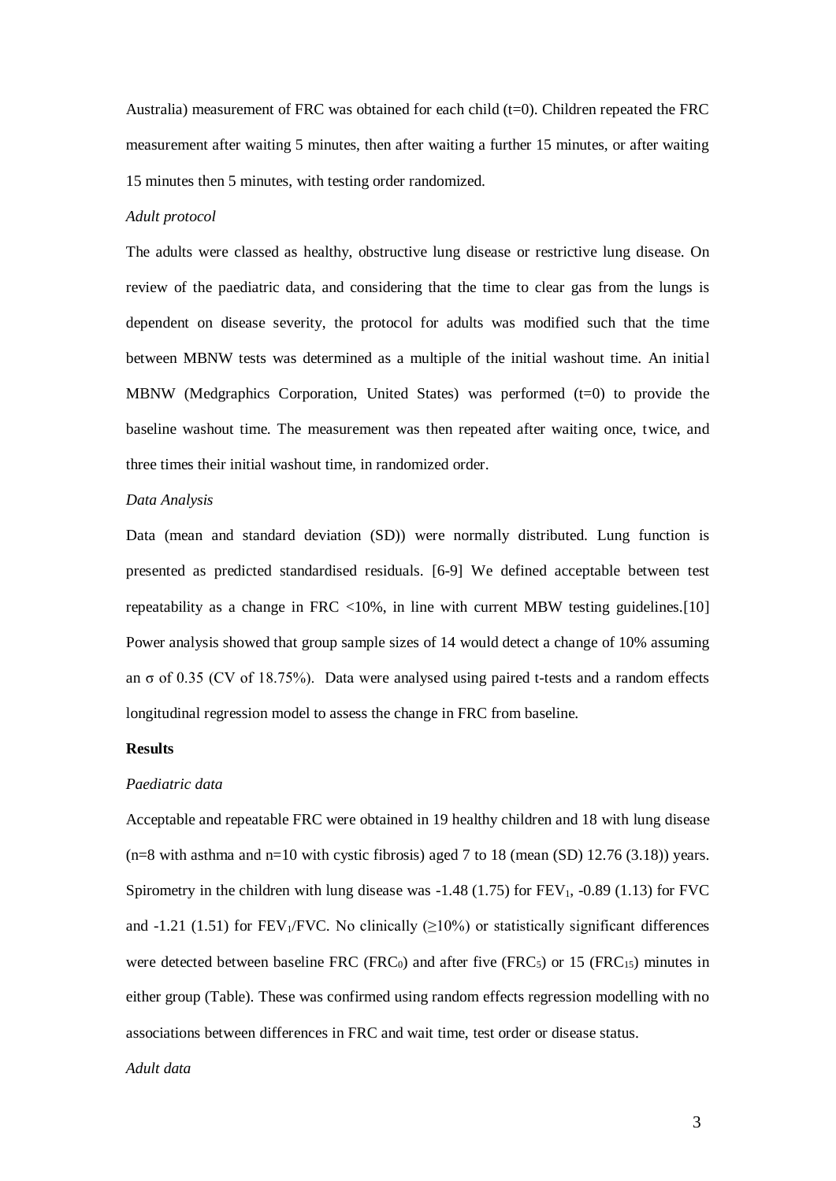Australia) measurement of FRC was obtained for each child (t=0). Children repeated the FRC measurement after waiting 5 minutes, then after waiting a further 15 minutes, or after waiting 15 minutes then 5 minutes, with testing order randomized.

*Adult protocol*

The adults were classed as healthy, obstructive lung disease or restrictive lung disease. On review of the paediatric data, and considering that the time to clear gas from the lungs is dependent on disease severity, the protocol for adults was modified such that the time between MBNW tests was determined as a multiple of the initial washout time. An initial MBNW (Medgraphics Corporation, United States) was performed (t=0) to provide the baseline washout time. The measurement was then repeated after waiting once, twice, and three times their initial washout time, in randomized order.

*Data Analysis*

Data (mean and standard deviation (SD)) were normally distributed. Lung function is presented as predicted standardised residuals. [6-9] We defined acceptable between test repeatability as a change in FRC <10%, in line with current MBW testing guidelines.[10] Power analysis showed that group sample sizes of 14 would detect a change of 10% assuming an $\sigma$ of 0.35 (CV of 18.75%). Data were analysed using paired t-tests and a random effects longitudinal regression model to assess the change in FRC from baseline.

**Results**

*Paediatric data*

Acceptable and repeatable FRC were obtained in 19 healthy children and 18 with lung disease (n=8 with asthma and n=10 with cystic fibrosis) aged 7 to 18 (mean (SD) 12.76 (3.18)) years. Spirometry in the children with lung disease was -1.48 (1.75) for $FEV_1$, -0.89 (1.13) for FVC and -1.21 (1.51) for $FEV_1$/FVC. No clinically ($\geq$10%) or statistically significant differences were detected between baseline FRC ($FRC_0$) and after five ($FRC_5$) or 15 ($FRC_{15}$) minutes in either group (Table). These was confirmed using random effects regression modelling with no associations between differences in FRC and wait time, test order or disease status.

*Adult data*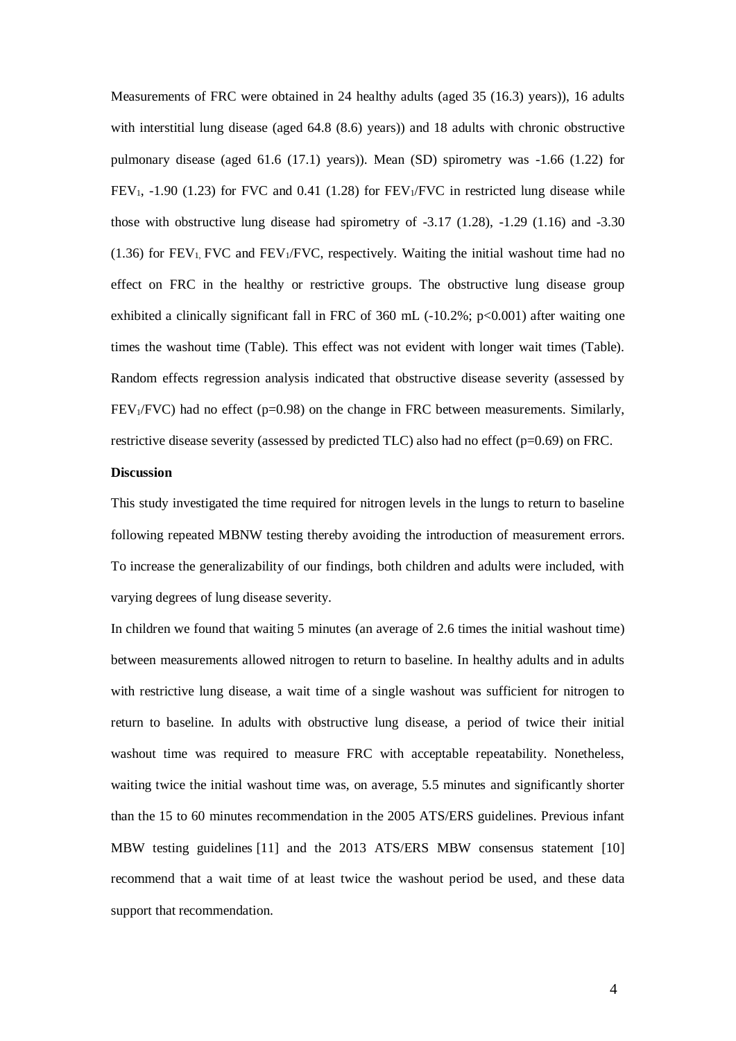Measurements of FRC were obtained in 24 healthy adults (aged 35 (16.3) years)), 16 adults with interstitial lung disease (aged 64.8 (8.6) years)) and 18 adults with chronic obstructive pulmonary disease (aged 61.6 (17.1) years)). Mean (SD) spirometry was -1.66 (1.22) for $FEV_1$, -1.90 (1.23) for FVC and 0.41 (1.28) for $FEV_1$/FVC in restricted lung disease while those with obstructive lung disease had spirometry of -3.17 (1.28), -1.29 (1.16) and -3.30 (1.36) for $FEV_1$, FVC and $FEV_1$/FVC, respectively. Waiting the initial washout time had no effect on FRC in the healthy or restrictive groups. The obstructive lung disease group exhibited a clinically significant fall in FRC of 360 mL (-10.2%; $p<0.001$) after waiting one times the washout time (Table). This effect was not evident with longer wait times (Table). Random effects regression analysis indicated that obstructive disease severity (assessed by $FEV_1$/FVC) had no effect ($p=0.98$) on the change in FRC between measurements. Similarly, restrictive disease severity (assessed by predicted TLC) also had no effect ($p=0.69$) on FRC.

**Discussion**

This study investigated the time required for nitrogen levels in the lungs to return to baseline following repeated MBNW testing thereby avoiding the introduction of measurement errors. To increase the generalizability of our findings, both children and adults were included, with varying degrees of lung disease severity.

In children we found that waiting 5 minutes (an average of 2.6 times the initial washout time) between measurements allowed nitrogen to return to baseline. In healthy adults and in adults with restrictive lung disease, a wait time of a single washout was sufficient for nitrogen to return to baseline. In adults with obstructive lung disease, a period of twice their initial washout time was required to measure FRC with acceptable repeatability. Nonetheless, waiting twice the initial washout time was, on average, 5.5 minutes and significantly shorter than the 15 to 60 minutes recommendation in the 2005 ATS/ERS guidelines. Previous infant MBW testing guidelines [11] and the 2013 ATS/ERS MBW consensus statement [10] recommend that a wait time of at least twice the washout period be used, and these data support that recommendation.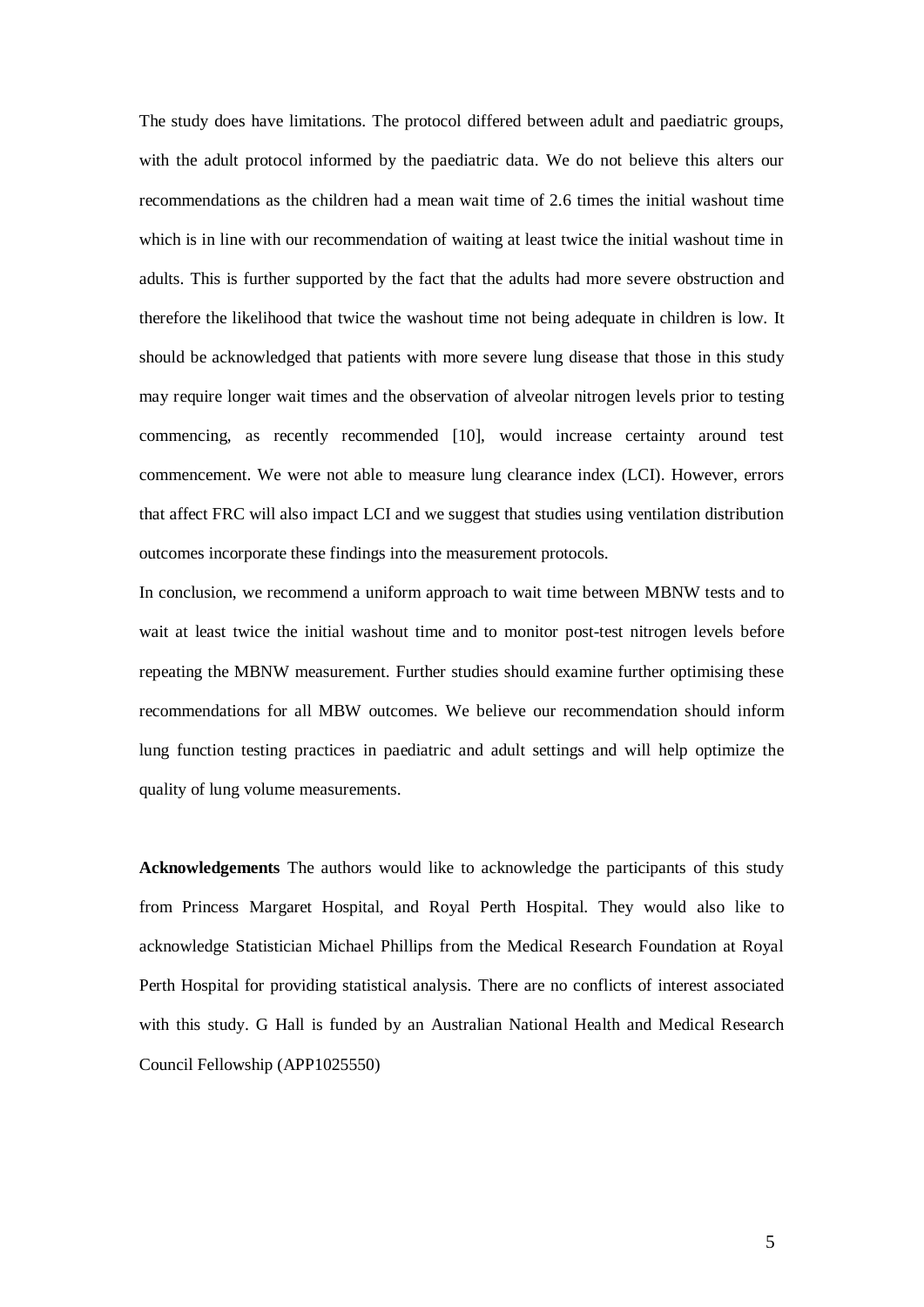The study does have limitations. The protocol differed between adult and paediatric groups, with the adult protocol informed by the paediatric data. We do not believe this alters our recommendations as the children had a mean wait time of 2.6 times the initial washout time which is in line with our recommendation of waiting at least twice the initial washout time in adults. This is further supported by the fact that the adults had more severe obstruction and therefore the likelihood that twice the washout time not being adequate in children is low. It should be acknowledged that patients with more severe lung disease that those in this study may require longer wait times and the observation of alveolar nitrogen levels prior to testing commencing, as recently recommended [10], would increase certainty around test commencement. We were not able to measure lung clearance index (LCI). However, errors that affect FRC will also impact LCI and we suggest that studies using ventilation distribution outcomes incorporate these findings into the measurement protocols.

In conclusion, we recommend a uniform approach to wait time between MBNW tests and to wait at least twice the initial washout time and to monitor post-test nitrogen levels before repeating the MBNW measurement. Further studies should examine further optimising these recommendations for all MBW outcomes. We believe our recommendation should inform lung function testing practices in paediatric and adult settings and will help optimize the quality of lung volume measurements.

**Acknowledgements** The authors would like to acknowledge the participants of this study from Princess Margaret Hospital, and Royal Perth Hospital. They would also like to acknowledge Statistician Michael Phillips from the Medical Research Foundation at Royal Perth Hospital for providing statistical analysis. There are no conflicts of interest associated with this study. G Hall is funded by an Australian National Health and Medical Research Council Fellowship (APP1025550)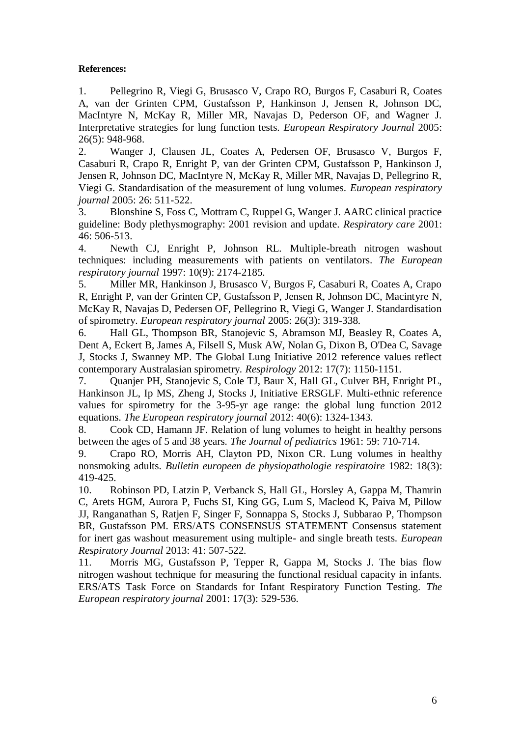**References:**

1. Pellegrino R, Viegi G, Brusasco V, Crapo RO, Burgos F, Casaburi R, Coates A, van der Grinten CPM, Gustafsson P, Hankinson J, Jensen R, Johnson DC, MacIntyre N, McKay R, Miller MR, Navajas D, Pederson OF, and Wagner J. Interpretative strategies for lung function tests. *European Respiratory Journal* 2005: 26(5): 948-968.
2. Wanger J, Clausen JL, Coates A, Pedersen OF, Brusasco V, Burgos F, Casaburi R, Crapo R, Enright P, van der Grinten CPM, Gustafsson P, Hankinson J, Jensen R, Johnson DC, MacIntyre N, McKay R, Miller MR, Navajas D, Pellegrino R, Viegi G. Standardisation of the measurement of lung volumes. *European respiratory journal* 2005: 26: 511-522.
3. Blonshine S, Foss C, Mottram C, Ruppel G, Wanger J. AARC clinical practice guideline: Body plethysmography: 2001 revision and update. *Respiratory care* 2001: 46: 506-513.
4. Newth CJ, Enright P, Johnson RL. Multiple-breath nitrogen washout techniques: including measurements with patients on ventilators. *The European respiratory journal* 1997: 10(9): 2174-2185.
5. Miller MR, Hankinson J, Brusasco V, Burgos F, Casaburi R, Coates A, Crapo R, Enright P, van der Grinten CP, Gustafsson P, Jensen R, Johnson DC, Macintyre N, McKay R, Navajas D, Pedersen OF, Pellegrino R, Viegi G, Wanger J. Standardisation of spirometry. *European respiratory journal* 2005: 26(3): 319-338.
6. Hall GL, Thompson BR, Stanojevic S, Abramson MJ, Beasley R, Coates A, Dent A, Eckert B, James A, Filsell S, Musk AW, Nolan G, Dixon B, O'Dea C, Savage J, Stocks J, Swanney MP. The Global Lung Initiative 2012 reference values reflect contemporary Australasian spirometry. *Respirology* 2012: 17(7): 1150-1151.
7. Quanjer PH, Stanojevic S, Cole TJ, Baur X, Hall GL, Culver BH, Enright PL, Hankinson JL, Ip MS, Zheng J, Stocks J, Initiative ERSGLF. Multi-ethnic reference values for spirometry for the 3-95-yr age range: the global lung function 2012 equations. *The European respiratory journal* 2012: 40(6): 1324-1343.
8. Cook CD, Hamann JF. Relation of lung volumes to height in healthy persons between the ages of 5 and 38 years. *The Journal of pediatrics* 1961: 59: 710-714.
9. Crapo RO, Morris AH, Clayton PD, Nixon CR. Lung volumes in healthy nonsmoking adults. *Bulletin europeen de physiopathologie respiratoire* 1982: 18(3): 419-425.
10. Robinson PD, Latzin P, Verbanck S, Hall GL, Horsley A, Gappa M, Thamrin C, Arets HGM, Aurora P, Fuchs SI, King GG, Lum S, Macleod K, Paiva M, Pillow JJ, Ranganathan S, Ratjen F, Singer F, Sonnappa S, Stocks J, Subbarao P, Thompson BR, Gustafsson PM. ERS/ATS CONSENSUS STATEMENT Consensus statement for inert gas washout measurement using multiple- and single breath tests. *European Respiratory Journal* 2013: 41: 507-522.
11. Morris MG, Gustafsson P, Tepper R, Gappa M, Stocks J. The bias flow nitrogen washout technique for measuring the functional residual capacity in infants. ERS/ATS Task Force on Standards for Infant Respiratory Function Testing. *The European respiratory journal* 2001: 17(3): 529-536.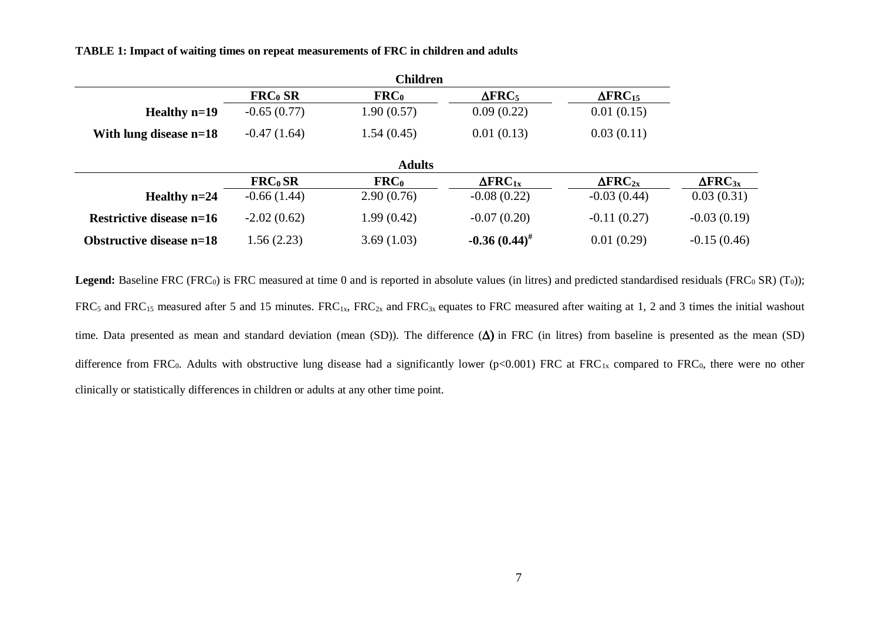**TABLE 1: Impact of waiting times on repeat measurements of FRC in children and adults**

| Children | $FRC_0$ SR | $FRC_0$ | $\Delta FRC_5$ | $\Delta FRC_{15}$ |
|---|---|---|---|---|
| **Healthy n=19** | -0.65 (0.77) | 1.90 (0.57) | 0.09 (0.22) | 0.01 (0.15) |
| **With lung disease n=18** | -0.47 (1.64) | 1.54 (0.45) | 0.01 (0.13) | 0.03 (0.11) |

| Adults | $FRC_0$ SR | $FRC_0$ | $\Delta FRC_{1x}$ | $\Delta FRC_{2x}$ | $\Delta FRC_{3x}$ |
|---|---|---|---|---|---|
| **Healthy n=24** | -0.66 (1.44) | 2.90 (0.76) | -0.08 (0.22) | -0.03 (0.44) | 0.03 (0.31) |
| **Restrictive disease n=16** | -2.02 (0.62) | 1.99 (0.42) | -0.07 (0.20) | -0.11 (0.27) | -0.03 (0.19) |
| **Obstructive disease n=18** | 1.56 (2.23) | 3.69 (1.03) | **-0.36 (0.44)**[#] | 0.01 (0.29) | -0.15 (0.46) |

**Legend:** Baseline FRC ($FRC_0$) is FRC measured at time 0 and is reported in absolute values (in litres) and predicted standardised residuals ($FRC_0$ SR) ($T_0$)); $FRC_5$ and $FRC_{15}$ measured after 5 and 15 minutes. $FRC_{1x}$, $FRC_{2x}$ and $FRC_{3x}$ equates to FRC measured after waiting at 1, 2 and 3 times the initial washout time. Data presented as mean and standard deviation (mean (SD)). The difference ($\Delta$) in FRC (in litres) from baseline is presented as the mean (SD) difference from $FRC_0$. Adults with obstructive lung disease had a significantly lower ($p<0.001$) FRC at $FRC_{1x}$ compared to $FRC_0$, there were no other clinically or statistically differences in children or adults at any other time point.